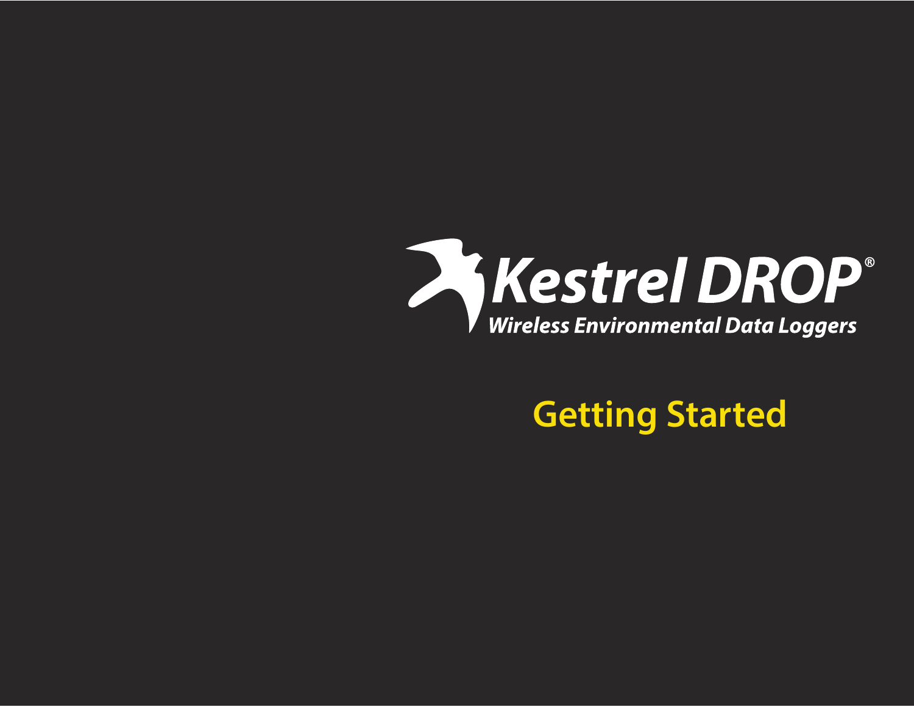# Kestrel DROP®

***Wireless Environmental Data Loggers***

## Getting Started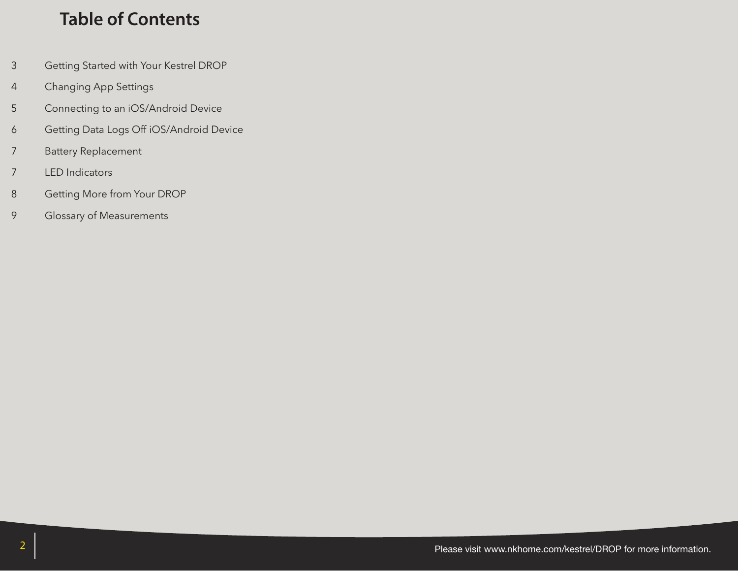# Table of Contents

| Page | Section |
| --- | --- |
| 3 | Getting Started with Your Kestrel DROP |
| 4 | Changing App Settings |
| 5 | Connecting to an iOS/Android Device |
| 6 | Getting Data Logs Off iOS/Android Device |
| 7 | Battery Replacement |
| 7 | LED Indicators |
| 8 | Getting More from Your DROP |
| 9 | Glossary of Measurements |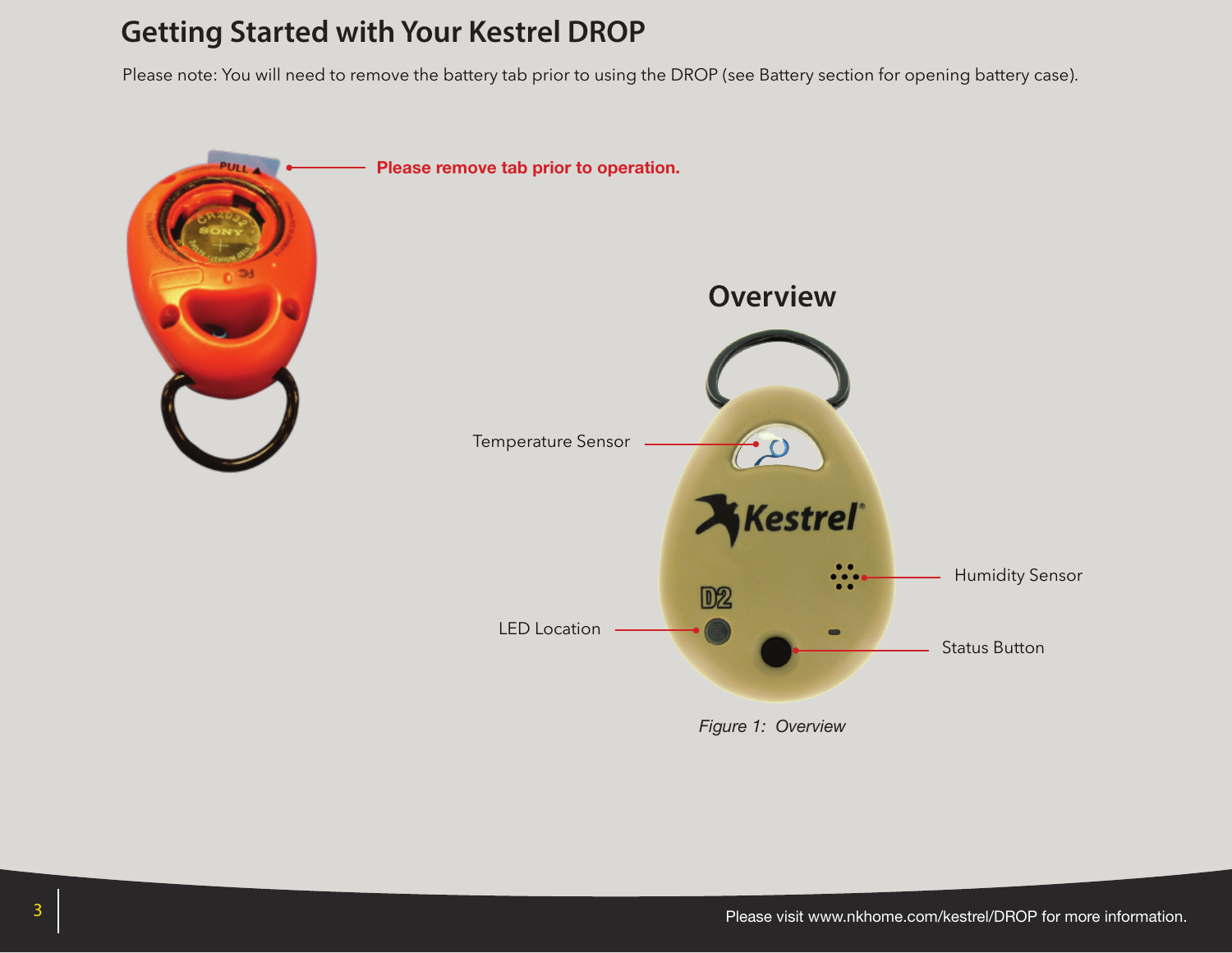# Getting Started with Your Kestrel DROP

Please note: You will need to remove the battery tab prior to using the DROP (see Battery section for opening battery case).

**Please remove tab prior to operation.**

## Overview

Temperature Sensor

Humidity Sensor

LED Location

Status Button

*Figure 1: Overview*

Please visit www.nkhome.com/kestrel/DROP for more information.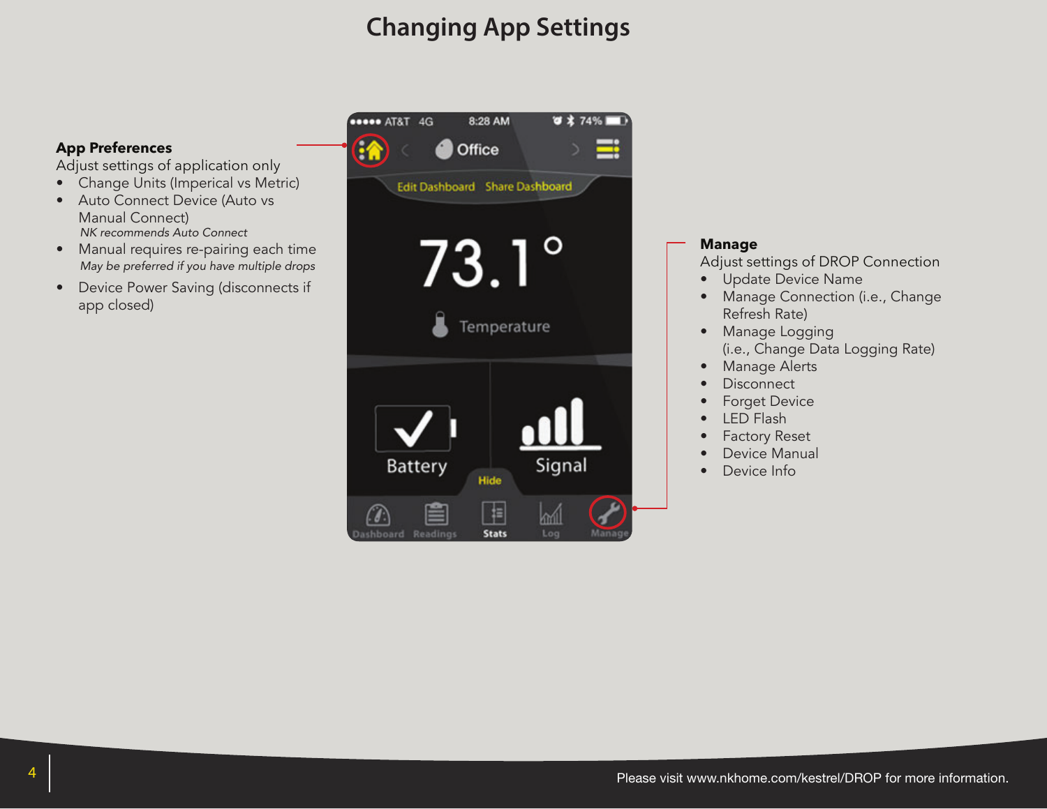# Changing App Settings

**App Preferences**

Adjust settings of application only

- Change Units (Imperical vs Metric)
- Auto Connect Device (Auto vs Manual Connect)
  *NK recommends Auto Connect*
- Manual requires re-pairing each time
  *May be preferred if you have multiple drops*
- Device Power Saving (disconnects if app closed)

**Manage**

Adjust settings of DROP Connection

- Update Device Name
- Manage Connection (i.e., Change Refresh Rate)
- Manage Logging (i.e., Change Data Logging Rate)
- Manage Alerts
- Disconnect
- Forget Device
- LED Flash
- Factory Reset
- Device Manual
- Device Info

Please visit www.nkhome.com/kestrel/DROP for more information.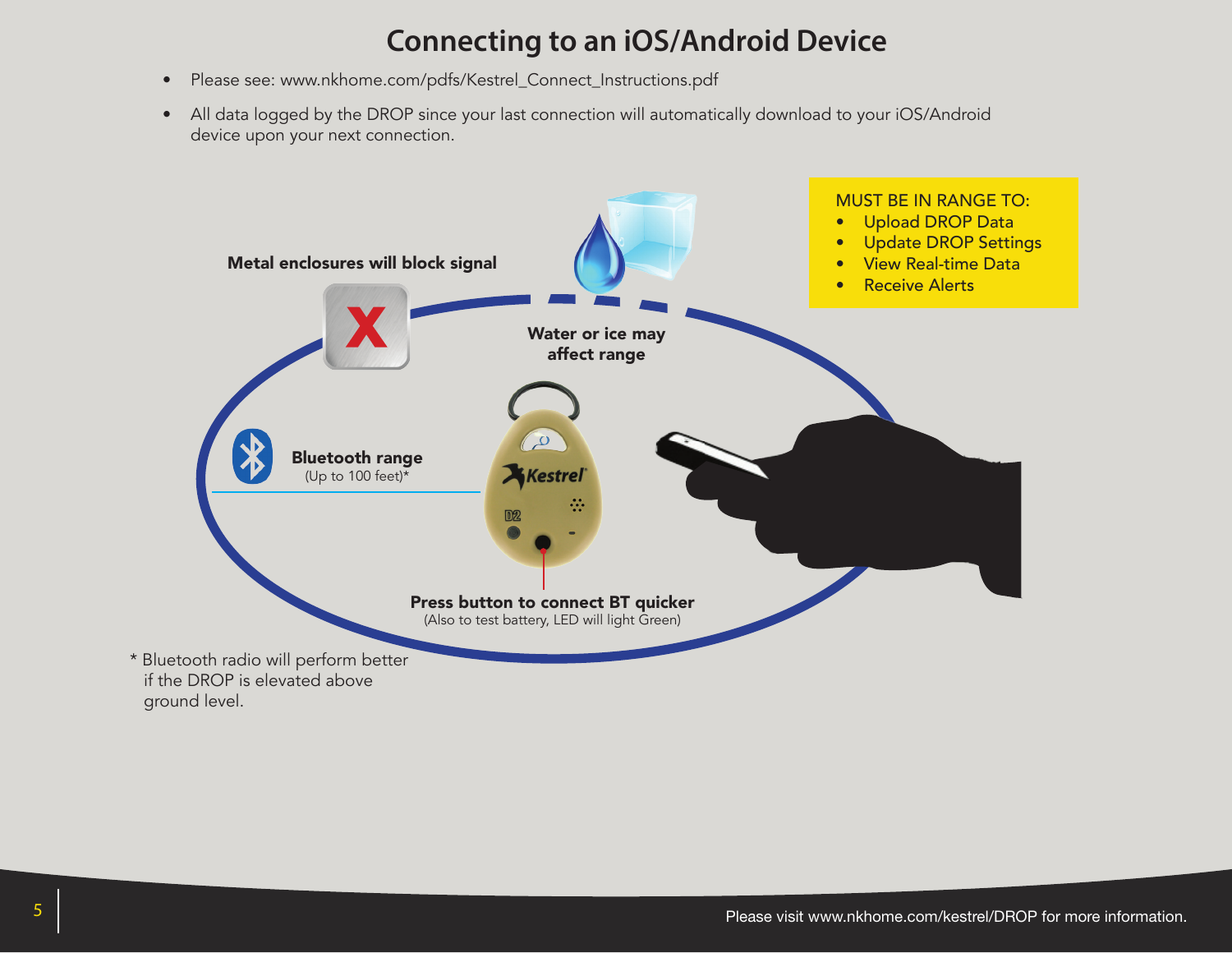# Connecting to an iOS/Android Device

- Please see: www.nkhome.com/pdfs/Kestrel_Connect_Instructions.pdf
- All data logged by the DROP since your last connection will automatically download to your iOS/Android device upon your next connection.

MUST BE IN RANGE TO:

- Upload DROP Data
- Update DROP Settings
- View Real-time Data
- Receive Alerts

**Metal enclosures will block signal**

**Water or ice may affect range**

**Bluetooth range**
(Up to 100 feet)*

**Press button to connect BT quicker**
(Also to test battery, LED will light Green)

* Bluetooth radio will perform better if the DROP is elevated above ground level.

Please visit www.nkhome.com/kestrel/DROP for more information.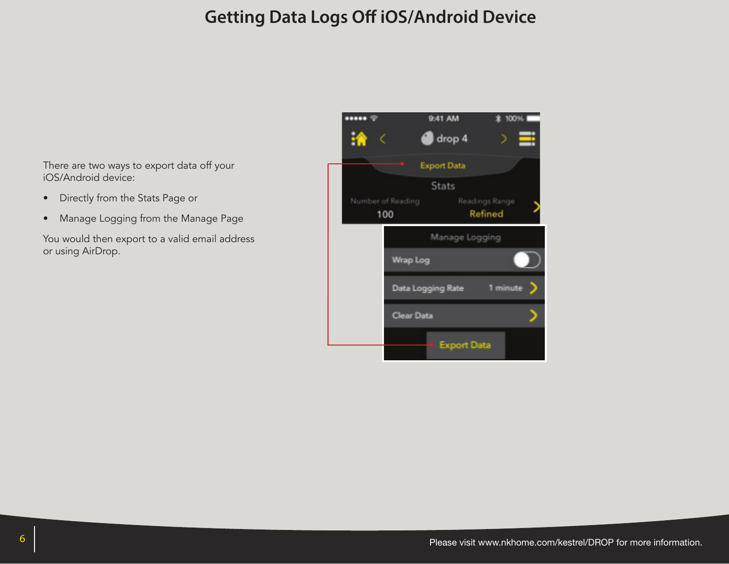# Getting Data Logs Off iOS/Android Device

There are two ways to export data off your iOS/Android device:

- Directly from the Stats Page or
- Manage Logging from the Manage Page

You would then export to a valid email address or using AirDrop.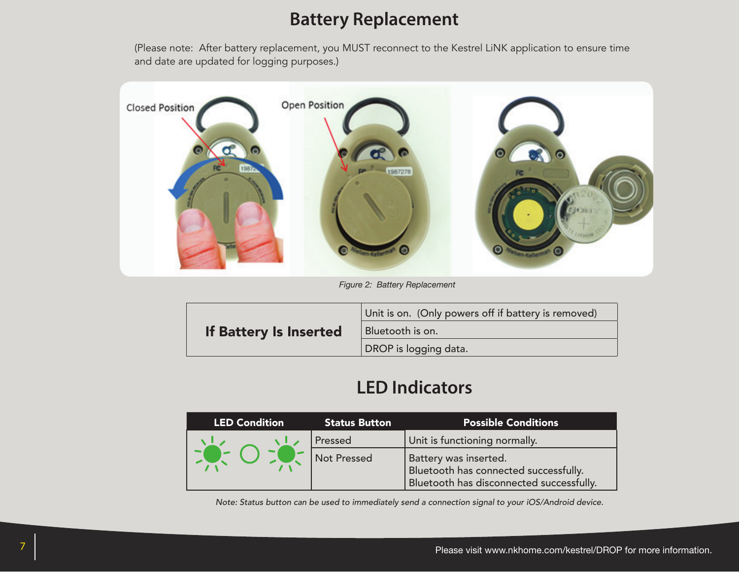# Battery Replacement

(Please note: After battery replacement, you MUST reconnect to the Kestrel LiNK application to ensure time and date are updated for logging purposes.)

*Figure 2: Battery Replacement*

| If Battery Is Inserted | |
|---|---|
| | Unit is on. (Only powers off if battery is removed) |
| | Bluetooth is on. |
| | DROP is logging data. |

# LED Indicators

| LED Condition | Status Button | Possible Conditions |
|---|---|---|
| | Pressed | Unit is functioning normally. |
| | Not Pressed | Battery was inserted.<br>Bluetooth has connected successfully.<br>Bluetooth has disconnected successfully. |

*Note: Status button can be used to immediately send a connection signal to your iOS/Android device.*

Please visit www.nkhome.com/kestrel/DROP for more information.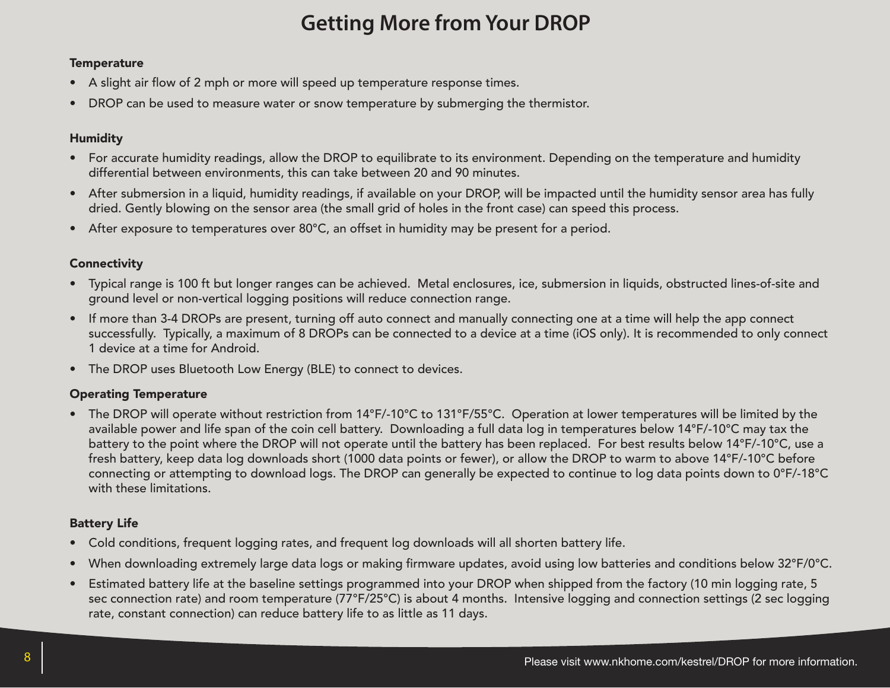# Getting More from Your DROP

### Temperature

- A slight air flow of 2 mph or more will speed up temperature response times.
- DROP can be used to measure water or snow temperature by submerging the thermistor.

### Humidity

- For accurate humidity readings, allow the DROP to equilibrate to its environment. Depending on the temperature and humidity differential between environments, this can take between 20 and 90 minutes.
- After submersion in a liquid, humidity readings, if available on your DROP, will be impacted until the humidity sensor area has fully dried. Gently blowing on the sensor area (the small grid of holes in the front case) can speed this process.
- After exposure to temperatures over 80°C, an offset in humidity may be present for a period.

### Connectivity

- Typical range is 100 ft but longer ranges can be achieved. Metal enclosures, ice, submersion in liquids, obstructed lines-of-site and ground level or non-vertical logging positions will reduce connection range.
- If more than 3-4 DROPs are present, turning off auto connect and manually connecting one at a time will help the app connect successfully. Typically, a maximum of 8 DROPs can be connected to a device at a time (iOS only). It is recommended to only connect 1 device at a time for Android.
- The DROP uses Bluetooth Low Energy (BLE) to connect to devices.

### Operating Temperature

- The DROP will operate without restriction from 14°F/-10°C to 131°F/55°C. Operation at lower temperatures will be limited by the available power and life span of the coin cell battery. Downloading a full data log in temperatures below 14°F/-10°C may tax the battery to the point where the DROP will not operate until the battery has been replaced. For best results below 14°F/-10°C, use a fresh battery, keep data log downloads short (1000 data points or fewer), or allow the DROP to warm to above 14°F/-10°C before connecting or attempting to download logs. The DROP can generally be expected to continue to log data points down to 0°F/-18°C with these limitations.

### Battery Life

- Cold conditions, frequent logging rates, and frequent log downloads will all shorten battery life.
- When downloading extremely large data logs or making firmware updates, avoid using low batteries and conditions below 32°F/0°C.
- Estimated battery life at the baseline settings programmed into your DROP when shipped from the factory (10 min logging rate, 5 sec connection rate) and room temperature (77°F/25°C) is about 4 months. Intensive logging and connection settings (2 sec logging rate, constant connection) can reduce battery life to as little as 11 days.

Please visit www.nkhome.com/kestrel/DROP for more information.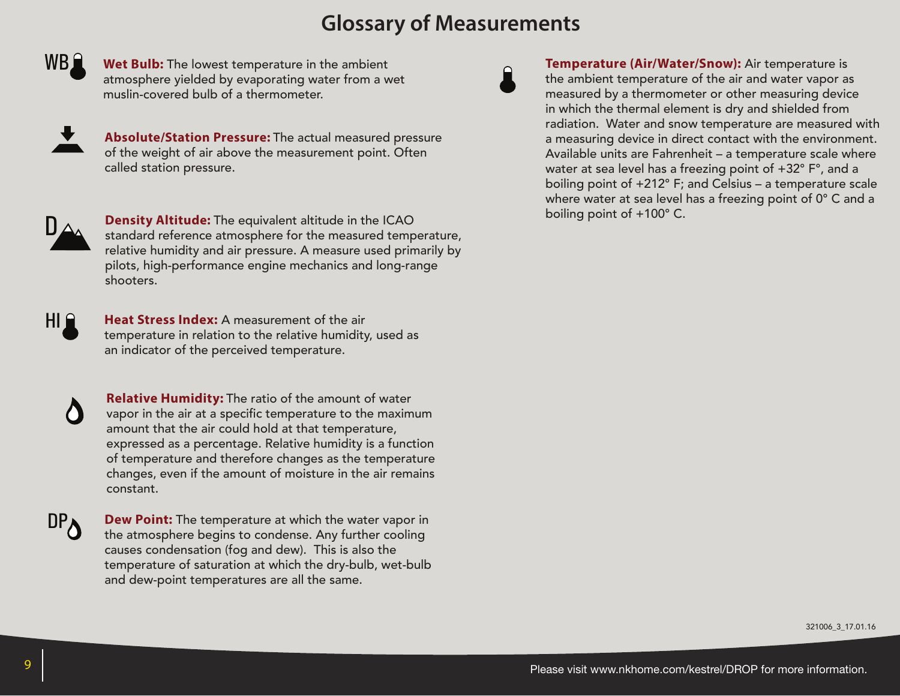# Glossary of Measurements

**Wet Bulb:** The lowest temperature in the ambient atmosphere yielded by evaporating water from a wet muslin-covered bulb of a thermometer.

**Absolute/Station Pressure:** The actual measured pressure of the weight of air above the measurement point. Often called station pressure.

**Density Altitude:** The equivalent altitude in the ICAO standard reference atmosphere for the measured temperature, relative humidity and air pressure. A measure used primarily by pilots, high-performance engine mechanics and long-range shooters.

**Heat Stress Index:** A measurement of the air temperature in relation to the relative humidity, used as an indicator of the perceived temperature.

**Relative Humidity:** The ratio of the amount of water vapor in the air at a specific temperature to the maximum amount that the air could hold at that temperature, expressed as a percentage. Relative humidity is a function of temperature and therefore changes as the temperature changes, even if the amount of moisture in the air remains constant.

**Dew Point:** The temperature at which the water vapor in the atmosphere begins to condense. Any further cooling causes condensation (fog and dew). This is also the temperature of saturation at which the dry-bulb, wet-bulb and dew-point temperatures are all the same.

**Temperature (Air/Water/Snow):** Air temperature is the ambient temperature of the air and water vapor as measured by a thermometer or other measuring device in which the thermal element is dry and shielded from radiation. Water and snow temperature are measured with a measuring device in direct contact with the environment. Available units are Fahrenheit – a temperature scale where water at sea level has a freezing point of +32° F°, and a boiling point of +212° F; and Celsius – a temperature scale where water at sea level has a freezing point of 0° C and a boiling point of +100° C.

321006_3_17.01.16

Please visit www.nkhome.com/kestrel/DROP for more information.